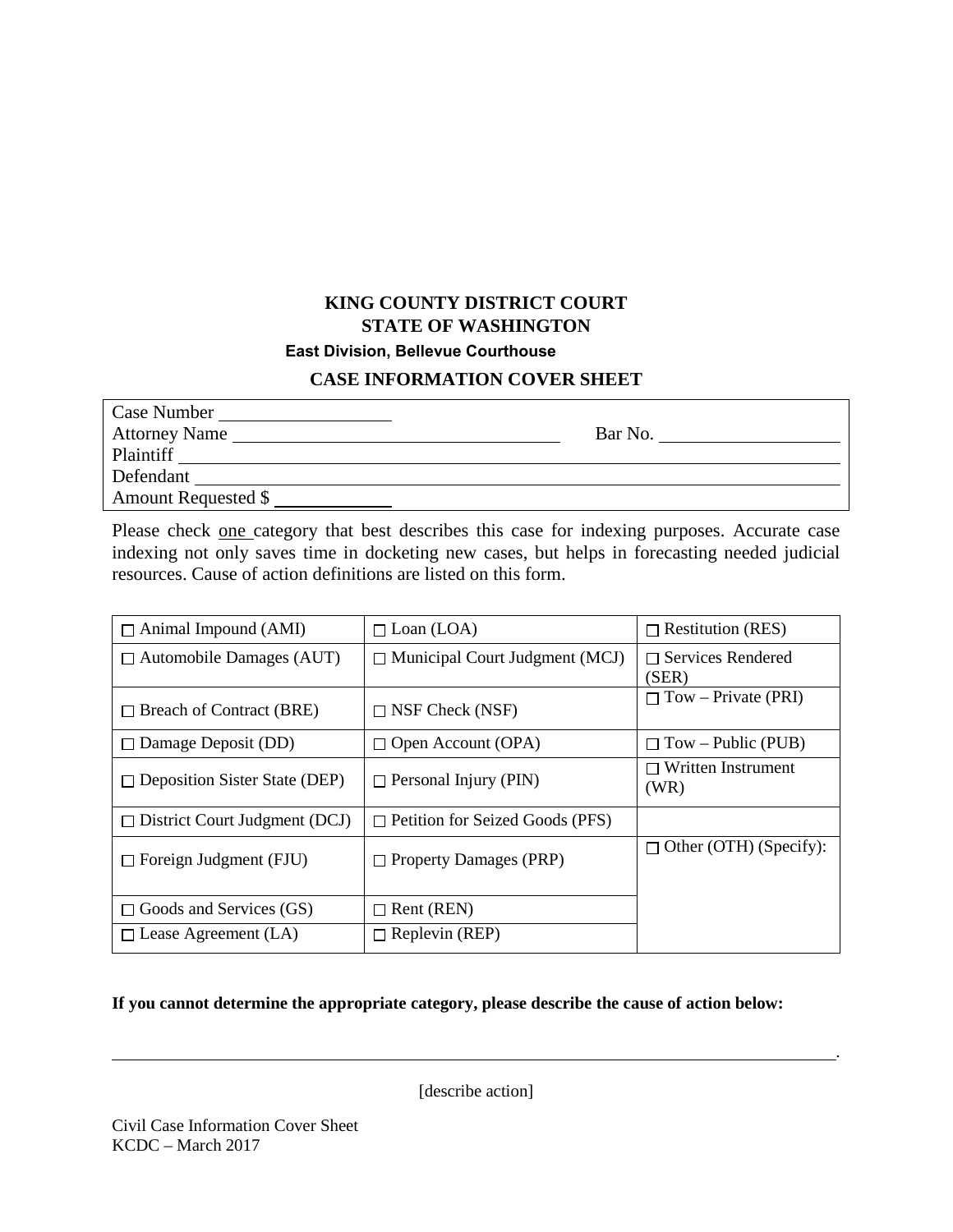**KING COUNTY DISTRICT COURT**
**STATE OF WASHINGTON**

**East Division, Bellevue Courthouse**

**CASE INFORMATION COVER SHEET**

Case Number ________________
Attorney Name ________________________________ Bar No. ________________
Plaintiff ____________________________________________________________
Defendant ___________________________________________________________
Amount Requested $ ____________

Please check one category that best describes this case for indexing purposes. Accurate case indexing not only saves time in docketing new cases, but helps in forecasting needed judicial resources. Cause of action definitions are listed on this form.

| | | |
|---|---|---|
| ☐ Animal Impound (AMI) | ☐ Loan (LOA) | ☐ Restitution (RES) |
| ☐ Automobile Damages (AUT) | ☐ Municipal Court Judgment (MCJ) | ☐ Services Rendered (SER) |
| ☐ Breach of Contract (BRE) | ☐ NSF Check (NSF) | ☐ Tow – Private (PRI) |
| ☐ Damage Deposit (DD) | ☐ Open Account (OPA) | ☐ Tow – Public (PUB) |
| ☐ Deposition Sister State (DEP) | ☐ Personal Injury (PIN) | ☐ Written Instrument (WR) |
| ☐ District Court Judgment (DCJ) | ☐ Petition for Seized Goods (PFS) | |
| ☐ Foreign Judgment (FJU) | ☐ Property Damages (PRP) | ☐ Other (OTH) (Specify): |
| ☐ Goods and Services (GS) | ☐ Rent (REN) | |
| ☐ Lease Agreement (LA) | ☐ Replevin (REP) | |

**If you cannot determine the appropriate category, please describe the cause of action below:**

______________________________________________________________________________.

[describe action]

Civil Case Information Cover Sheet
KCDC – March 2017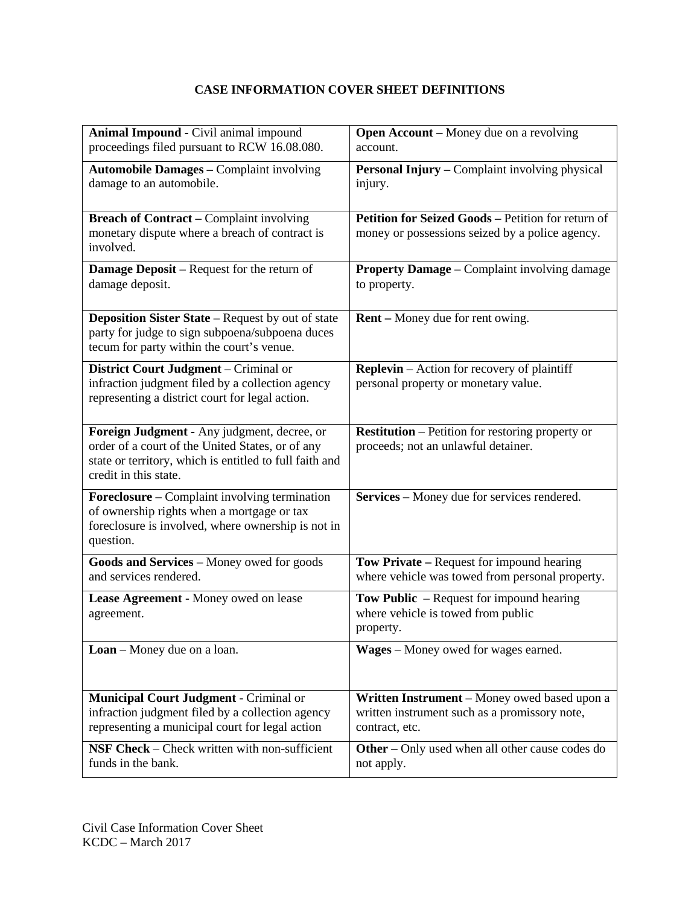## CASE INFORMATION COVER SHEET DEFINITIONS

| | |
|---|---|
| **Animal Impound** - Civil animal impound proceedings filed pursuant to RCW 16.08.080. | **Open Account –** Money due on a revolving account. |
| **Automobile Damages –** Complaint involving damage to an automobile. | **Personal Injury –** Complaint involving physical injury. |
| **Breach of Contract –** Complaint involving monetary dispute where a breach of contract is involved. | **Petition for Seized Goods –** Petition for return of money or possessions seized by a police agency. |
| **Damage Deposit** – Request for the return of damage deposit. | **Property Damage** – Complaint involving damage to property. |
| **Deposition Sister State** – Request by out of state party for judge to sign subpoena/subpoena duces tecum for party within the court's venue. | **Rent –** Money due for rent owing. |
| **District Court Judgment** – Criminal or infraction judgment filed by a collection agency representing a district court for legal action. | **Replevin** – Action for recovery of plaintiff personal property or monetary value. |
| **Foreign Judgment** - Any judgment, decree, or order of a court of the United States, or of any state or territory, which is entitled to full faith and credit in this state. | **Restitution** – Petition for restoring property or proceeds; not an unlawful detainer. |
| **Foreclosure –** Complaint involving termination of ownership rights when a mortgage or tax foreclosure is involved, where ownership is not in question. | **Services –** Money due for services rendered. |
| **Goods and Services** – Money owed for goods and services rendered. | **Tow Private –** Request for impound hearing where vehicle was towed from personal property. |
| **Lease Agreement** - Money owed on lease agreement. | **Tow Public** – Request for impound hearing where vehicle is towed from public property. |
| **Loan** – Money due on a loan. | **Wages** – Money owed for wages earned. |
| **Municipal Court Judgment** - Criminal or infraction judgment filed by a collection agency representing a municipal court for legal action | **Written Instrument** – Money owed based upon a written instrument such as a promissory note, contract, etc. |
| **NSF Check** – Check written with non-sufficient funds in the bank. | **Other –** Only used when all other cause codes do not apply. |

Civil Case Information Cover Sheet
KCDC – March 2017